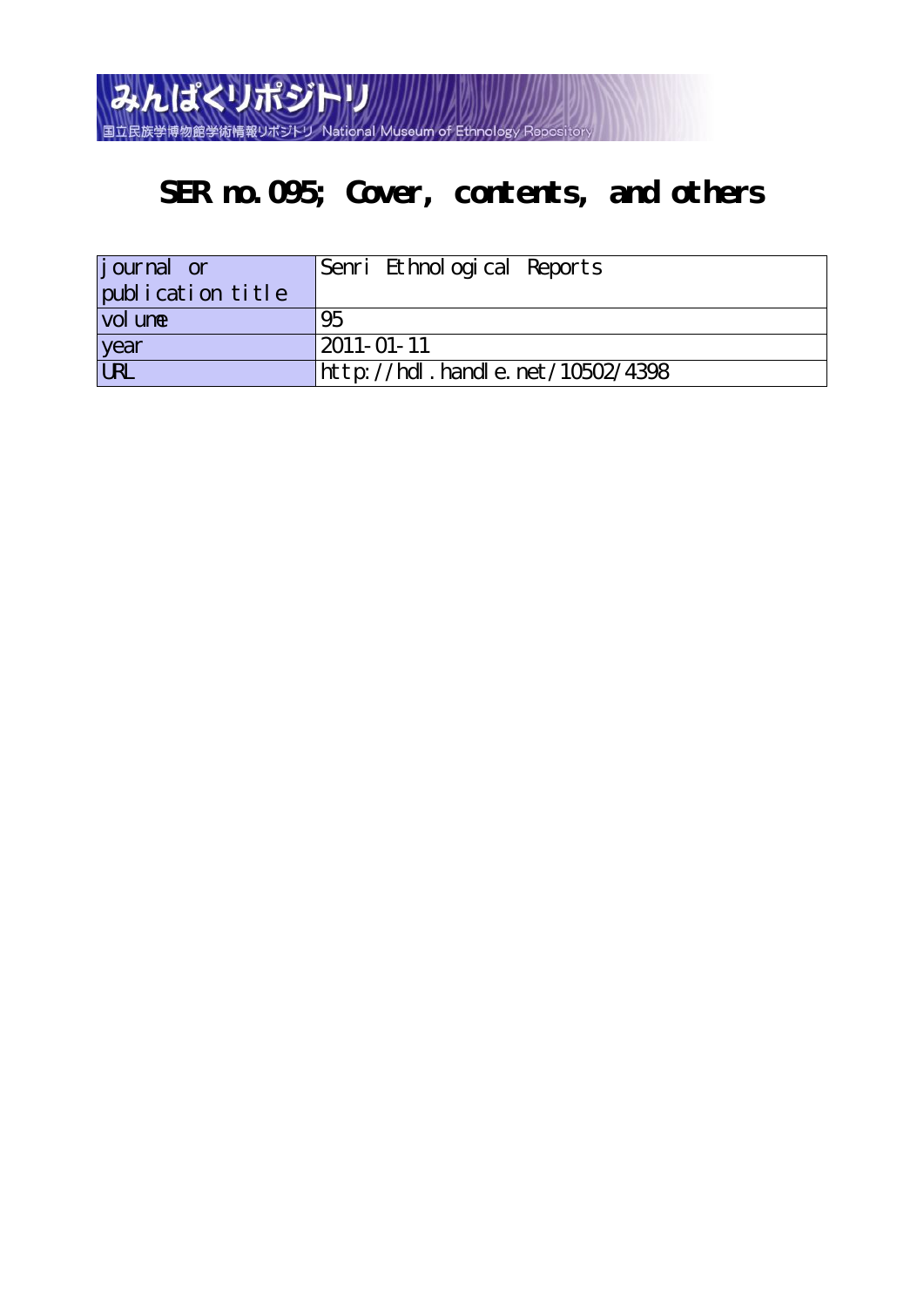みんぱくリポジトリ

国立民族学博物館学術情報リポジトリ National Museum of Ethnology Repository

# SER no.095; Cover, contents, and others

| journal or publication title | Senri Ethnological Reports |
|---|---|
| volume | 95 |
| year | 2011-01-11 |
| URL | http://hdl.handle.net/10502/4398 |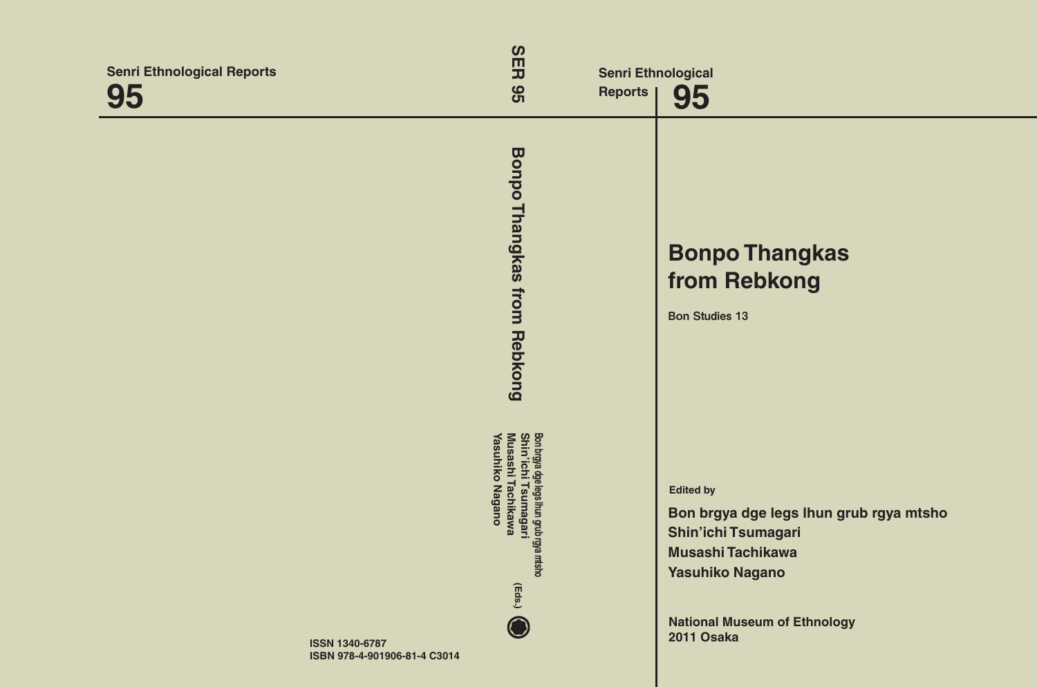Senri Ethnological Reports
**95**

SER 95

**Bonpo Thangkas from Rebkong**

Bon brgya dge legs lhun grub rgya mtsho
Shin'ichi Tsumagari
Musashi Tachikawa
Yasuhiko Nagano
(Eds.)

ISSN 1340-6787
ISBN 978-4-901906-81-4 C3014

Senri Ethnological Reports **95**

# Bonpo Thangkas from Rebkong

Bon Studies 13

Edited by

**Bon brgya dge legs lhun grub rgya mtsho**
**Shin'ichi Tsumagari**
**Musashi Tachikawa**
**Yasuhiko Nagano**

National Museum of Ethnology
2011 Osaka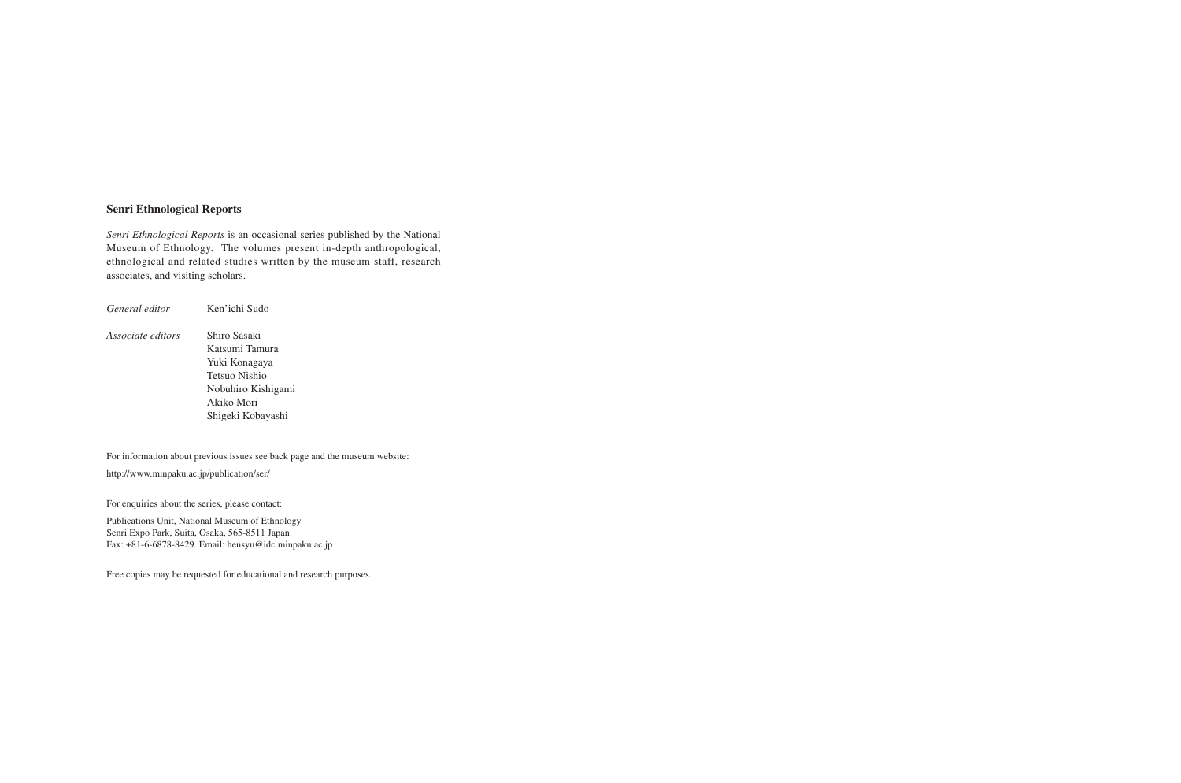**Senri Ethnological Reports**

*Senri Ethnological Reports* is an occasional series published by the National Museum of Ethnology. The volumes present in-depth anthropological, ethnological and related studies written by the museum staff, research associates, and visiting scholars.

| | |
|---|---|
| *General editor* | Ken'ichi Sudo |
| *Associate editors* | Shiro Sasaki |
| | Katsumi Tamura |
| | Yuki Konagaya |
| | Tetsuo Nishio |
| | Nobuhiro Kishigami |
| | Akiko Mori |
| | Shigeki Kobayashi |

For information about previous issues see back page and the museum website:

http://www.minpaku.ac.jp/publication/ser/

For enquiries about the series, please contact:

Publications Unit, National Museum of Ethnology
Senri Expo Park, Suita, Osaka, 565-8511 Japan
Fax: +81-6-6878-8429. Email: hensyu@idc.minpaku.ac.jp

Free copies may be requested for educational and research purposes.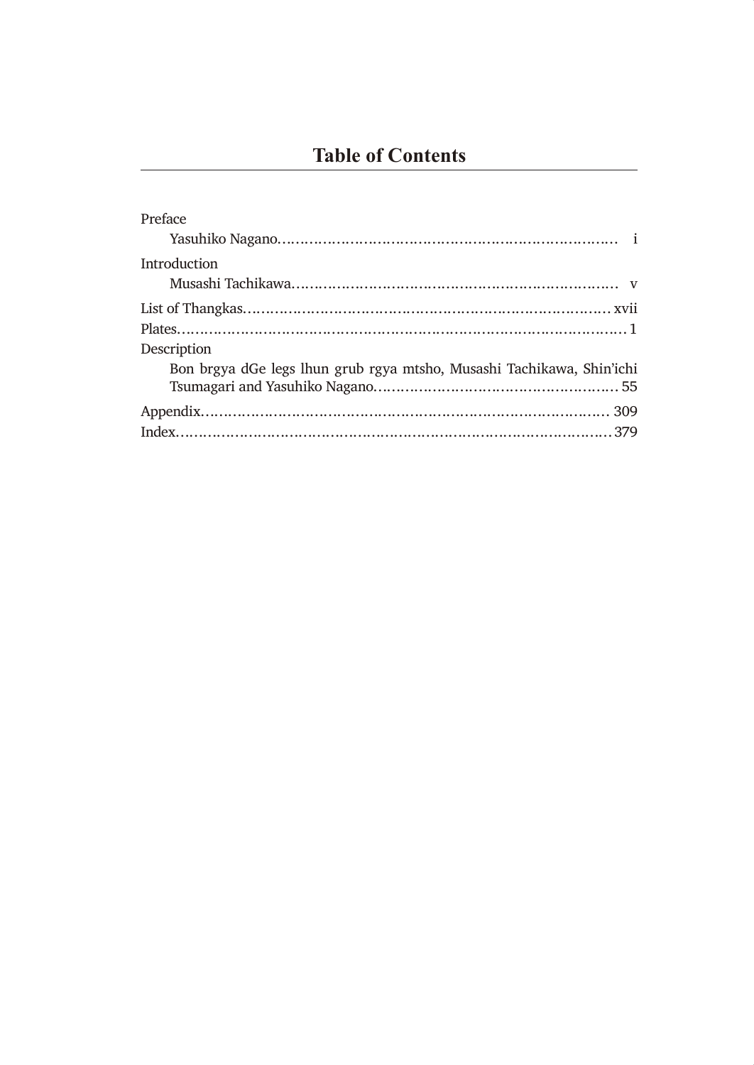# Table of Contents

Preface

Yasuhiko Nagano........................................................................ i

Introduction

Musashi Tachikawa..................................................................... v

List of Thangkas.............................................................................. xvii

Plates.................................................................................................. 1

Description

Bon brgya dGe legs lhun grub rgya mtsho, Musashi Tachikawa, Shin'ichi Tsumagari and Yasuhiko Nagano.................................................. 55

Appendix............................................................................................ 309

Index.................................................................................................. 379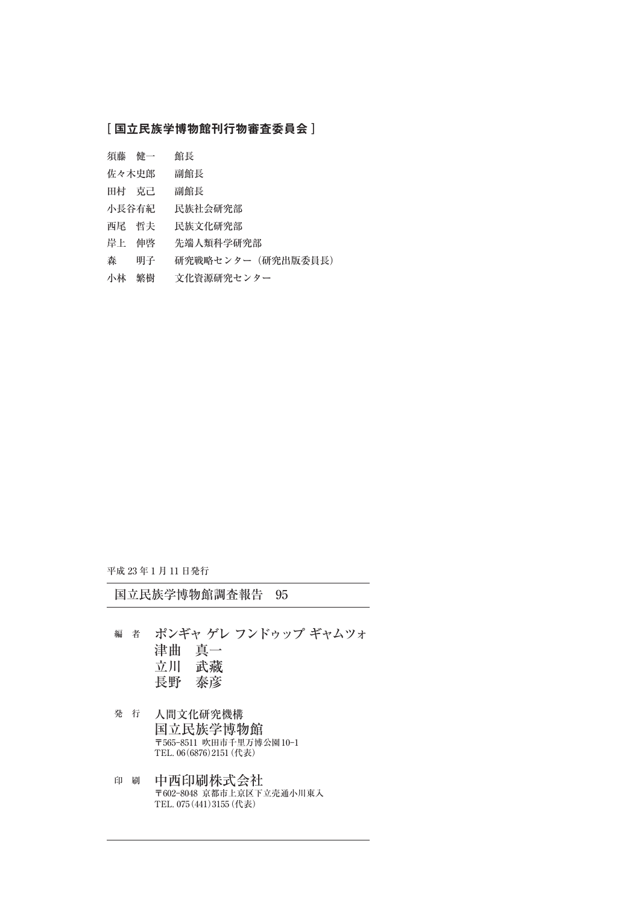**[ 国立民族学博物館刊行物審査委員会 ]**

| | |
|---|---|
| 須藤　健一 | 館長 |
| 佐々木史郎 | 副館長 |
| 田村　克己 | 副館長 |
| 小長谷有紀 | 民族社会研究部 |
| 西尾　哲夫 | 民族文化研究部 |
| 岸上　伸啓 | 先端人類科学研究部 |
| 森　　明子 | 研究戦略センター（研究出版委員長） |
| 小林　繁樹 | 文化資源研究センター |

平成 23 年 1 月 11 日発行

国立民族学博物館調査報告　95

編　者　ポンギャ ゲレ フンドゥップ ギャムツォ
津曲　真一
立川　武藏
長野　泰彦

発　行　人間文化研究機構
国立民族学博物館
〒565-8511 吹田市千里万博公園10-1
TEL. 06(6876)2151(代表)

印　刷　中西印刷株式会社
〒602-8048 京都市上京区下立売通小川東入
TEL. 075(441)3155(代表)